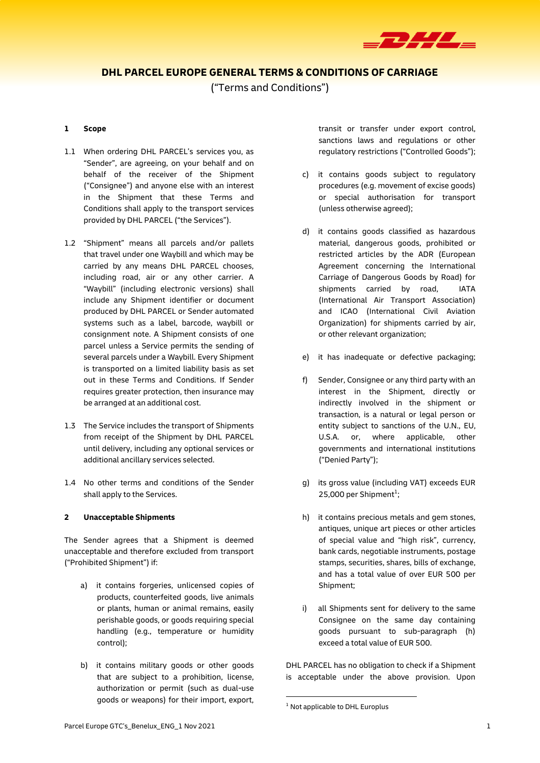# DHL PARCEL EUROPE GENERAL TERMS & CONDITIONS OF CARRIAGE

(“Terms and Conditions”)

## 1 Scope

1.1 When ordering DHL PARCEL’s services you, as “Sender”, are agreeing, on your behalf and on behalf of the receiver of the Shipment (“Consignee”) and anyone else with an interest in the Shipment that these Terms and Conditions shall apply to the transport services provided by DHL PARCEL (“the Services”).

1.2 “Shipment” means all parcels and/or pallets that travel under one Waybill and which may be carried by any means DHL PARCEL chooses, including road, air or any other carrier. A “Waybill” (including electronic versions) shall include any Shipment identifier or document produced by DHL PARCEL or Sender automated systems such as a label, barcode, waybill or consignment note. A Shipment consists of one parcel unless a Service permits the sending of several parcels under a Waybill. Every Shipment is transported on a limited liability basis as set out in these Terms and Conditions. If Sender requires greater protection, then insurance may be arranged at an additional cost.

1.3 The Service includes the transport of Shipments from receipt of the Shipment by DHL PARCEL until delivery, including any optional services or additional ancillary services selected.

1.4 No other terms and conditions of the Sender shall apply to the Services.

## 2 Unacceptable Shipments

The Sender agrees that a Shipment is deemed unacceptable and therefore excluded from transport (“Prohibited Shipment”) if:

a) it contains forgeries, unlicensed copies of products, counterfeited goods, live animals or plants, human or animal remains, easily perishable goods, or goods requiring special handling (e.g., temperature or humidity control);

b) it contains military goods or other goods that are subject to a prohibition, license, authorization or permit (such as dual-use goods or weapons) for their import, export, transit or transfer under export control, sanctions laws and regulations or other regulatory restrictions (“Controlled Goods”);

c) it contains goods subject to regulatory procedures (e.g. movement of excise goods) or special authorisation for transport (unless otherwise agreed);

d) it contains goods classified as hazardous material, dangerous goods, prohibited or restricted articles by the ADR (European Agreement concerning the International Carriage of Dangerous Goods by Road) for shipments carried by road, IATA (International Air Transport Association) and ICAO (International Civil Aviation Organization) for shipments carried by air, or other relevant organization;

e) it has inadequate or defective packaging;

f) Sender, Consignee or any third party with an interest in the Shipment, directly or indirectly involved in the shipment or transaction, is a natural or legal person or entity subject to sanctions of the U.N., EU, U.S.A. or, where applicable, other governments and international institutions (“Denied Party”);

g) its gross value (including VAT) exceeds EUR 25,000 per Shipment[1];

h) it contains precious metals and gem stones, antiques, unique art pieces or other articles of special value and “high risk”, currency, bank cards, negotiable instruments, postage stamps, securities, shares, bills of exchange, and has a total value of over EUR 500 per Shipment;

i) all Shipments sent for delivery to the same Consignee on the same day containing goods pursuant to sub-paragraph (h) exceed a total value of EUR 500.

DHL PARCEL has no obligation to check if a Shipment is acceptable under the above provision. Upon

[1] Not applicable to DHL Europlus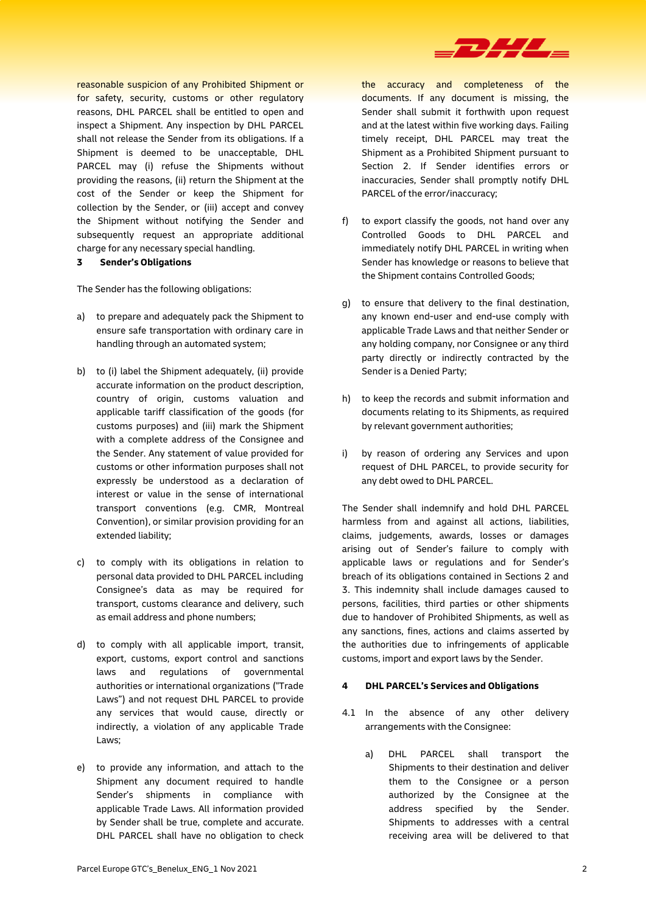reasonable suspicion of any Prohibited Shipment or for safety, security, customs or other regulatory reasons, DHL PARCEL shall be entitled to open and inspect a Shipment. Any inspection by DHL PARCEL shall not release the Sender from its obligations. If a Shipment is deemed to be unacceptable, DHL PARCEL may (i) refuse the Shipments without providing the reasons, (ii) return the Shipment at the cost of the Sender or keep the Shipment for collection by the Sender, or (iii) accept and convey the Shipment without notifying the Sender and subsequently request an appropriate additional charge for any necessary special handling.

## 3 Sender's Obligations

The Sender has the following obligations:

a) to prepare and adequately pack the Shipment to ensure safe transportation with ordinary care in handling through an automated system;

b) to (i) label the Shipment adequately, (ii) provide accurate information on the product description, country of origin, customs valuation and applicable tariff classification of the goods (for customs purposes) and (iii) mark the Shipment with a complete address of the Consignee and the Sender. Any statement of value provided for customs or other information purposes shall not expressly be understood as a declaration of interest or value in the sense of international transport conventions (e.g. CMR, Montreal Convention), or similar provision providing for an extended liability;

c) to comply with its obligations in relation to personal data provided to DHL PARCEL including Consignee's data as may be required for transport, customs clearance and delivery, such as email address and phone numbers;

d) to comply with all applicable import, transit, export, customs, export control and sanctions laws and regulations of governmental authorities or international organizations ("Trade Laws") and not request DHL PARCEL to provide any services that would cause, directly or indirectly, a violation of any applicable Trade Laws;

e) to provide any information, and attach to the Shipment any document required to handle Sender's shipments in compliance with applicable Trade Laws. All information provided by Sender shall be true, complete and accurate. DHL PARCEL shall have no obligation to check the accuracy and completeness of the documents. If any document is missing, the Sender shall submit it forthwith upon request and at the latest within five working days. Failing timely receipt, DHL PARCEL may treat the Shipment as a Prohibited Shipment pursuant to Section 2. If Sender identifies errors or inaccuracies, Sender shall promptly notify DHL PARCEL of the error/inaccuracy;

f) to export classify the goods, not hand over any Controlled Goods to DHL PARCEL and immediately notify DHL PARCEL in writing when Sender has knowledge or reasons to believe that the Shipment contains Controlled Goods;

g) to ensure that delivery to the final destination, any known end-user and end-use comply with applicable Trade Laws and that neither Sender or any holding company, nor Consignee or any third party directly or indirectly contracted by the Sender is a Denied Party;

h) to keep the records and submit information and documents relating to its Shipments, as required by relevant government authorities;

i) by reason of ordering any Services and upon request of DHL PARCEL, to provide security for any debt owed to DHL PARCEL.

The Sender shall indemnify and hold DHL PARCEL harmless from and against all actions, liabilities, claims, judgements, awards, losses or damages arising out of Sender's failure to comply with applicable laws or regulations and for Sender's breach of its obligations contained in Sections 2 and 3. This indemnity shall include damages caused to persons, facilities, third parties or other shipments due to handover of Prohibited Shipments, as well as any sanctions, fines, actions and claims asserted by the authorities due to infringements of applicable customs, import and export laws by the Sender.

## 4 DHL PARCEL's Services and Obligations

4.1 In the absence of any other delivery arrangements with the Consignee:

a) DHL PARCEL shall transport the Shipments to their destination and deliver them to the Consignee or a person authorized by the Consignee at the address specified by the Sender. Shipments to addresses with a central receiving area will be delivered to that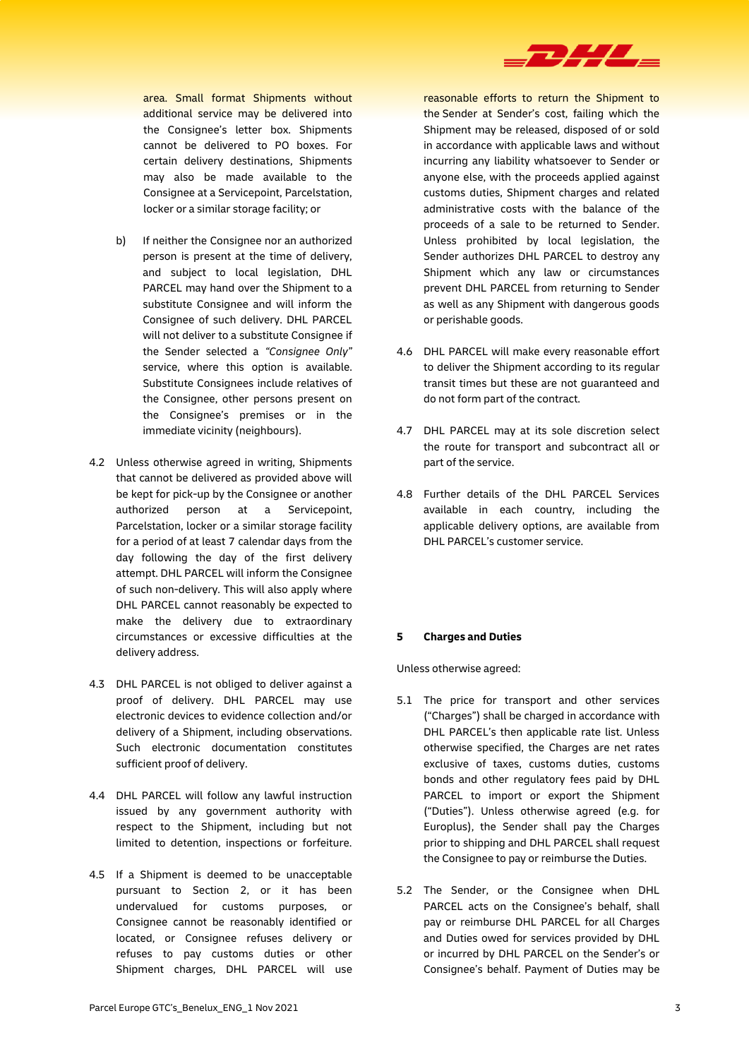area. Small format Shipments without additional service may be delivered into the Consignee's letter box. Shipments cannot be delivered to PO boxes. For certain delivery destinations, Shipments may also be made available to the Consignee at a Servicepoint, Parcelstation, locker or a similar storage facility; or

b) If neither the Consignee nor an authorized person is present at the time of delivery, and subject to local legislation, DHL PARCEL may hand over the Shipment to a substitute Consignee and will inform the Consignee of such delivery. DHL PARCEL will not deliver to a substitute Consignee if the Sender selected a *"Consignee Only"* service, where this option is available. Substitute Consignees include relatives of the Consignee, other persons present on the Consignee's premises or in the immediate vicinity (neighbours).

4.2 Unless otherwise agreed in writing, Shipments that cannot be delivered as provided above will be kept for pick-up by the Consignee or another authorized person at a Servicepoint, Parcelstation, locker or a similar storage facility for a period of at least 7 calendar days from the day following the day of the first delivery attempt. DHL PARCEL will inform the Consignee of such non-delivery. This will also apply where DHL PARCEL cannot reasonably be expected to make the delivery due to extraordinary circumstances or excessive difficulties at the delivery address.

4.3 DHL PARCEL is not obliged to deliver against a proof of delivery. DHL PARCEL may use electronic devices to evidence collection and/or delivery of a Shipment, including observations. Such electronic documentation constitutes sufficient proof of delivery.

4.4 DHL PARCEL will follow any lawful instruction issued by any government authority with respect to the Shipment, including but not limited to detention, inspections or forfeiture.

4.5 If a Shipment is deemed to be unacceptable pursuant to Section 2, or it has been undervalued for customs purposes, or Consignee cannot be reasonably identified or located, or Consignee refuses delivery or refuses to pay customs duties or other Shipment charges, DHL PARCEL will use reasonable efforts to return the Shipment to the Sender at Sender's cost, failing which the Shipment may be released, disposed of or sold in accordance with applicable laws and without incurring any liability whatsoever to Sender or anyone else, with the proceeds applied against customs duties, Shipment charges and related administrative costs with the balance of the proceeds of a sale to be returned to Sender. Unless prohibited by local legislation, the Sender authorizes DHL PARCEL to destroy any Shipment which any law or circumstances prevent DHL PARCEL from returning to Sender as well as any Shipment with dangerous goods or perishable goods.

4.6 DHL PARCEL will make every reasonable effort to deliver the Shipment according to its regular transit times but these are not guaranteed and do not form part of the contract.

4.7 DHL PARCEL may at its sole discretion select the route for transport and subcontract all or part of the service.

4.8 Further details of the DHL PARCEL Services available in each country, including the applicable delivery options, are available from DHL PARCEL's customer service.

## 5 Charges and Duties

Unless otherwise agreed:

5.1 The price for transport and other services ("Charges") shall be charged in accordance with DHL PARCEL's then applicable rate list. Unless otherwise specified, the Charges are net rates exclusive of taxes, customs duties, customs bonds and other regulatory fees paid by DHL PARCEL to import or export the Shipment ("Duties"). Unless otherwise agreed (e.g. for Europlus), the Sender shall pay the Charges prior to shipping and DHL PARCEL shall request the Consignee to pay or reimburse the Duties.

5.2 The Sender, or the Consignee when DHL PARCEL acts on the Consignee's behalf, shall pay or reimburse DHL PARCEL for all Charges and Duties owed for services provided by DHL or incurred by DHL PARCEL on the Sender's or Consignee's behalf. Payment of Duties may be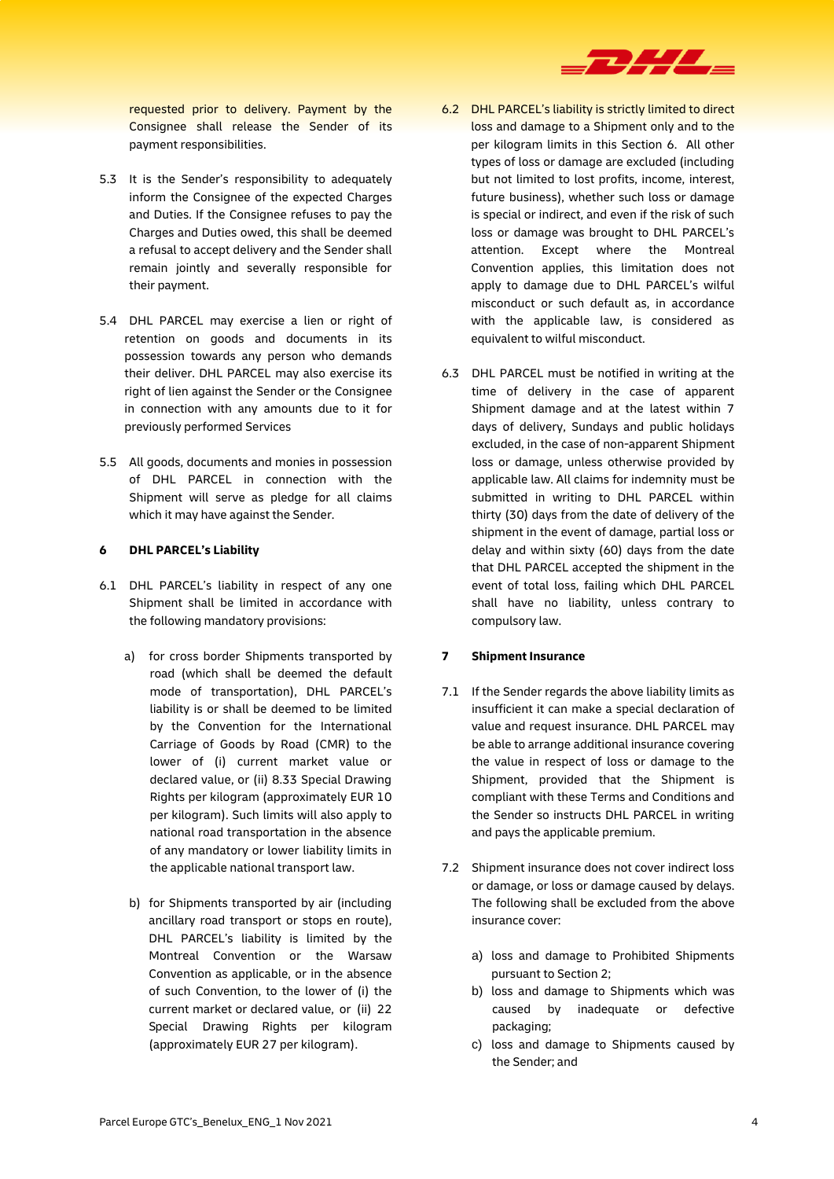requested prior to delivery. Payment by the Consignee shall release the Sender of its payment responsibilities.

5.3 It is the Sender's responsibility to adequately inform the Consignee of the expected Charges and Duties. If the Consignee refuses to pay the Charges and Duties owed, this shall be deemed a refusal to accept delivery and the Sender shall remain jointly and severally responsible for their payment.

5.4 DHL PARCEL may exercise a lien or right of retention on goods and documents in its possession towards any person who demands their deliver. DHL PARCEL may also exercise its right of lien against the Sender or the Consignee in connection with any amounts due to it for previously performed Services

5.5 All goods, documents and monies in possession of DHL PARCEL in connection with the Shipment will serve as pledge for all claims which it may have against the Sender.

## 6 DHL PARCEL's Liability

6.1 DHL PARCEL's liability in respect of any one Shipment shall be limited in accordance with the following mandatory provisions:

a) for cross border Shipments transported by road (which shall be deemed the default mode of transportation), DHL PARCEL's liability is or shall be deemed to be limited by the Convention for the International Carriage of Goods by Road (CMR) to the lower of (i) current market value or declared value, or (ii) 8.33 Special Drawing Rights per kilogram (approximately EUR 10 per kilogram). Such limits will also apply to national road transportation in the absence of any mandatory or lower liability limits in the applicable national transport law.

b) for Shipments transported by air (including ancillary road transport or stops en route), DHL PARCEL's liability is limited by the Montreal Convention or the Warsaw Convention as applicable, or in the absence of such Convention, to the lower of (i) the current market or declared value, or (ii) 22 Special Drawing Rights per kilogram (approximately EUR 27 per kilogram).

6.2 DHL PARCEL's liability is strictly limited to direct loss and damage to a Shipment only and to the per kilogram limits in this Section 6. All other types of loss or damage are excluded (including but not limited to lost profits, income, interest, future business), whether such loss or damage is special or indirect, and even if the risk of such loss or damage was brought to DHL PARCEL's attention. Except where the Montreal Convention applies, this limitation does not apply to damage due to DHL PARCEL's wilful misconduct or such default as, in accordance with the applicable law, is considered as equivalent to wilful misconduct.

6.3 DHL PARCEL must be notified in writing at the time of delivery in the case of apparent Shipment damage and at the latest within 7 days of delivery, Sundays and public holidays excluded, in the case of non-apparent Shipment loss or damage, unless otherwise provided by applicable law. All claims for indemnity must be submitted in writing to DHL PARCEL within thirty (30) days from the date of delivery of the shipment in the event of damage, partial loss or delay and within sixty (60) days from the date that DHL PARCEL accepted the shipment in the event of total loss, failing which DHL PARCEL shall have no liability, unless contrary to compulsory law.

## 7 Shipment Insurance

7.1 If the Sender regards the above liability limits as insufficient it can make a special declaration of value and request insurance. DHL PARCEL may be able to arrange additional insurance covering the value in respect of loss or damage to the Shipment, provided that the Shipment is compliant with these Terms and Conditions and the Sender so instructs DHL PARCEL in writing and pays the applicable premium.

7.2 Shipment insurance does not cover indirect loss or damage, or loss or damage caused by delays. The following shall be excluded from the above insurance cover:

a) loss and damage to Prohibited Shipments pursuant to Section 2;
b) loss and damage to Shipments which was caused by inadequate or defective packaging;
c) loss and damage to Shipments caused by the Sender; and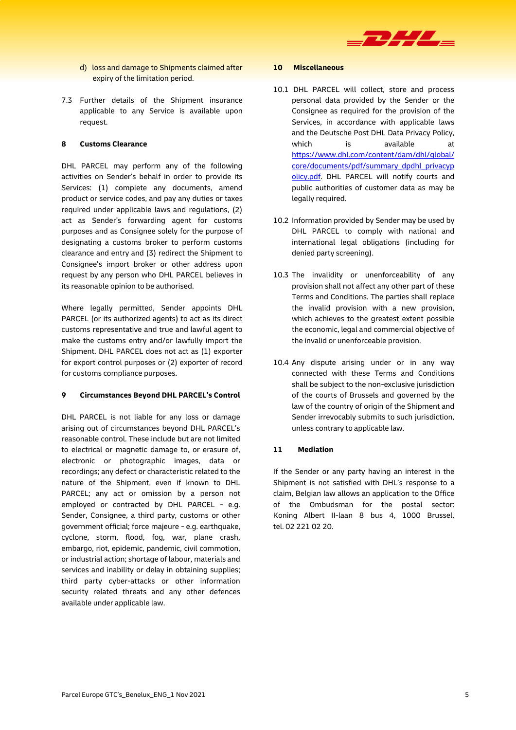d) loss and damage to Shipments claimed after expiry of the limitation period.

7.3 Further details of the Shipment insurance applicable to any Service is available upon request.

## 8 Customs Clearance

DHL PARCEL may perform any of the following activities on Sender's behalf in order to provide its Services: (1) complete any documents, amend product or service codes, and pay any duties or taxes required under applicable laws and regulations, (2) act as Sender's forwarding agent for customs purposes and as Consignee solely for the purpose of designating a customs broker to perform customs clearance and entry and (3) redirect the Shipment to Consignee's import broker or other address upon request by any person who DHL PARCEL believes in its reasonable opinion to be authorised.

Where legally permitted, Sender appoints DHL PARCEL (or its authorized agents) to act as its direct customs representative and true and lawful agent to make the customs entry and/or lawfully import the Shipment. DHL PARCEL does not act as (1) exporter for export control purposes or (2) exporter of record for customs compliance purposes.

## 9 Circumstances Beyond DHL PARCEL's Control

DHL PARCEL is not liable for any loss or damage arising out of circumstances beyond DHL PARCEL's reasonable control. These include but are not limited to electrical or magnetic damage to, or erasure of, electronic or photographic images, data or recordings; any defect or characteristic related to the nature of the Shipment, even if known to DHL PARCEL; any act or omission by a person not employed or contracted by DHL PARCEL - e.g. Sender, Consignee, a third party, customs or other government official; force majeure - e.g. earthquake, cyclone, storm, flood, fog, war, plane crash, embargo, riot, epidemic, pandemic, civil commotion, or industrial action; shortage of labour, materials and services and inability or delay in obtaining supplies; third party cyber-attacks or other information security related threats and any other defences available under applicable law.

## 10 Miscellaneous

10.1 DHL PARCEL will collect, store and process personal data provided by the Sender or the Consignee as required for the provision of the Services, in accordance with applicable laws and the Deutsche Post DHL Data Privacy Policy, which is available at [https://www.dhl.com/content/dam/dhl/global/core/documents/pdf/summary_dpdhl_privacypolicy.pdf](https://www.dhl.com/content/dam/dhl/global/core/documents/pdf/summary_dpdhl_privacypolicy.pdf). DHL PARCEL will notify courts and public authorities of customer data as may be legally required.

10.2 Information provided by Sender may be used by DHL PARCEL to comply with national and international legal obligations (including for denied party screening).

10.3 The invalidity or unenforceability of any provision shall not affect any other part of these Terms and Conditions. The parties shall replace the invalid provision with a new provision, which achieves to the greatest extent possible the economic, legal and commercial objective of the invalid or unenforceable provision.

10.4 Any dispute arising under or in any way connected with these Terms and Conditions shall be subject to the non-exclusive jurisdiction of the courts of Brussels and governed by the law of the country of origin of the Shipment and Sender irrevocably submits to such jurisdiction, unless contrary to applicable law.

## 11 Mediation

If the Sender or any party having an interest in the Shipment is not satisfied with DHL's response to a claim, Belgian law allows an application to the Office of the Ombudsman for the postal sector: Koning Albert II-laan 8 bus 4, 1000 Brussel, tel. 02 221 02 20.